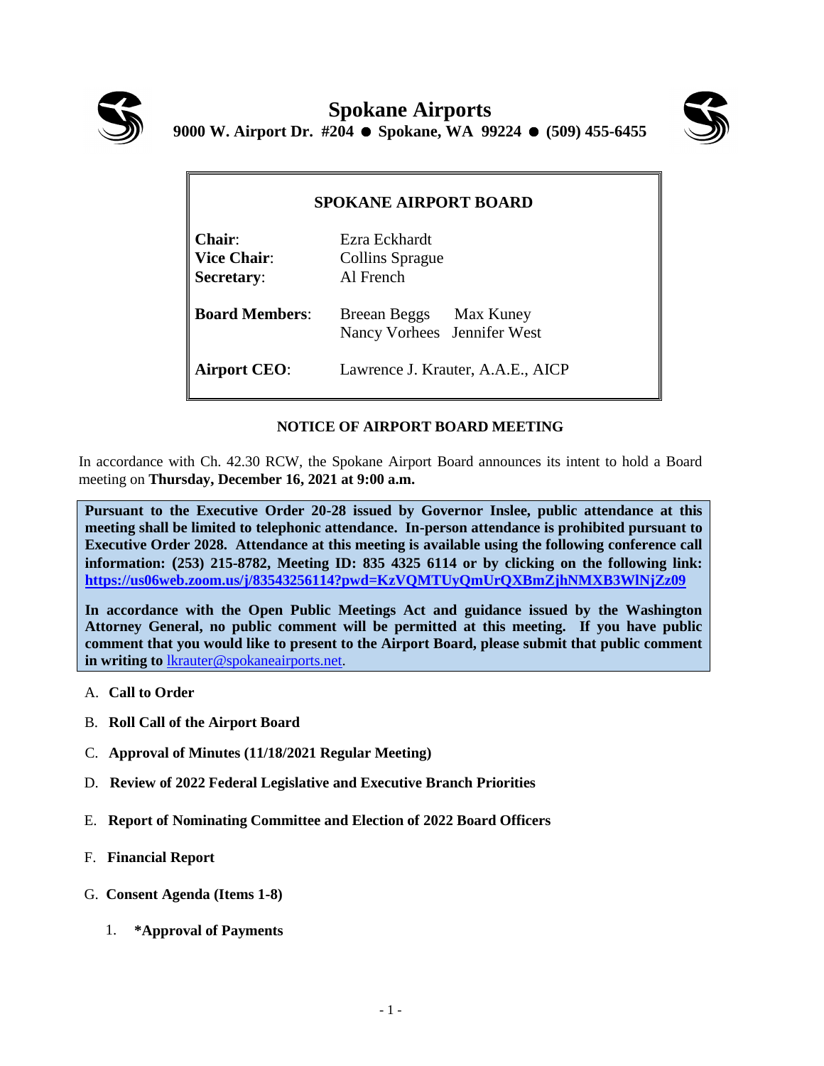# Spokane Airports

**9000 W. Airport Dr. #204 ● Spokane, WA 99224 ● (509) 455-6455**

## SPOKANE AIRPORT BOARD

| | |
|---|---|
| **Chair**: | Ezra Eckhardt |
| **Vice Chair**: | Collins Sprague |
| **Secretary**: | Al French |
| **Board Members**: | Breean Beggs Max Kuney<br>Nancy Vorhees Jennifer West |
| **Airport CEO**: | Lawrence J. Krauter, A.A.E., AICP |

### NOTICE OF AIRPORT BOARD MEETING

In accordance with Ch. 42.30 RCW, the Spokane Airport Board announces its intent to hold a Board meeting on **Thursday, December 16, 2021 at 9:00 a.m.**

**Pursuant to the Executive Order 20-28 issued by Governor Inslee, public attendance at this meeting shall be limited to telephonic attendance. In-person attendance is prohibited pursuant to Executive Order 2028. Attendance at this meeting is available using the following conference call information: (253) 215-8782, Meeting ID: 835 4325 6114 or by clicking on the following link: https://us06web.zoom.us/j/83543256114?pwd=KzVQMTUyQmUrQXBmZjhNMXB3WlNjZz09**

**In accordance with the Open Public Meetings Act and guidance issued by the Washington Attorney General, no public comment will be permitted at this meeting. If you have public comment that you would like to present to the Airport Board, please submit that public comment in writing to** lkrauter@spokaneairports.net.

A. **Call to Order**

B. **Roll Call of the Airport Board**

C. **Approval of Minutes (11/18/2021 Regular Meeting)**

D. **Review of 2022 Federal Legislative and Executive Branch Priorities**

E. **Report of Nominating Committee and Election of 2022 Board Officers**

F. **Financial Report**

G. **Consent Agenda (Items 1-8)**

   1. **\*Approval of Payments**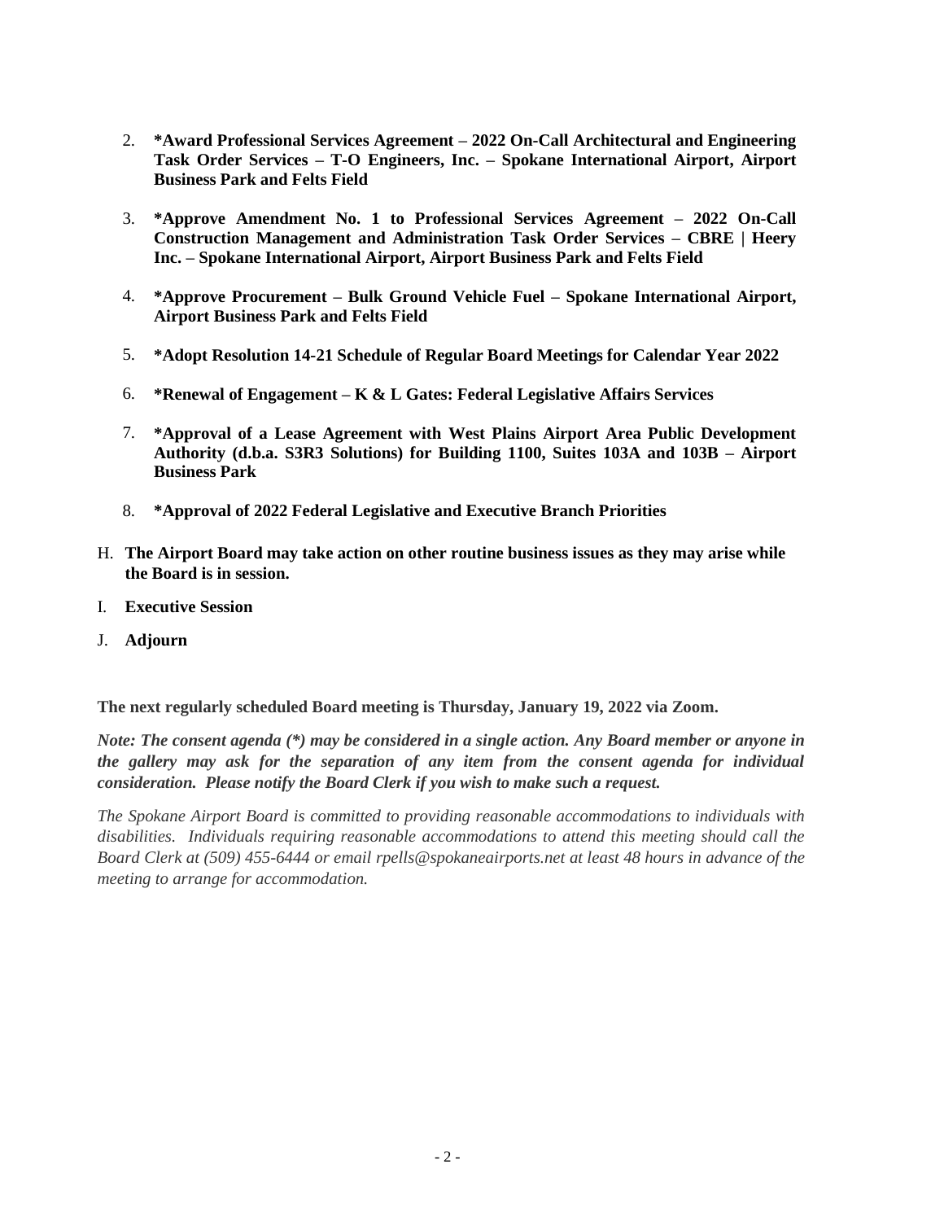2. **\*Award Professional Services Agreement – 2022 On-Call Architectural and Engineering Task Order Services – T-O Engineers, Inc. – Spokane International Airport, Airport Business Park and Felts Field**

3. **\*Approve Amendment No. 1 to Professional Services Agreement – 2022 On-Call Construction Management and Administration Task Order Services – CBRE | Heery Inc. – Spokane International Airport, Airport Business Park and Felts Field**

4. **\*Approve Procurement – Bulk Ground Vehicle Fuel – Spokane International Airport, Airport Business Park and Felts Field**

5. **\*Adopt Resolution 14-21 Schedule of Regular Board Meetings for Calendar Year 2022**

6. **\*Renewal of Engagement – K & L Gates: Federal Legislative Affairs Services**

7. **\*Approval of a Lease Agreement with West Plains Airport Area Public Development Authority (d.b.a. S3R3 Solutions) for Building 1100, Suites 103A and 103B – Airport Business Park**

8. **\*Approval of 2022 Federal Legislative and Executive Branch Priorities**

H. **The Airport Board may take action on other routine business issues as they may arise while the Board is in session.**

I. **Executive Session**

J. **Adjourn**

**The next regularly scheduled Board meeting is Thursday, January 19, 2022 via Zoom.**

***Note: The consent agenda (\*) may be considered in a single action. Any Board member or anyone in the gallery may ask for the separation of any item from the consent agenda for individual consideration. Please notify the Board Clerk if you wish to make such a request.***

*The Spokane Airport Board is committed to providing reasonable accommodations to individuals with disabilities. Individuals requiring reasonable accommodations to attend this meeting should call the Board Clerk at (509) 455-6444 or email rpells@spokaneairports.net at least 48 hours in advance of the meeting to arrange for accommodation.*